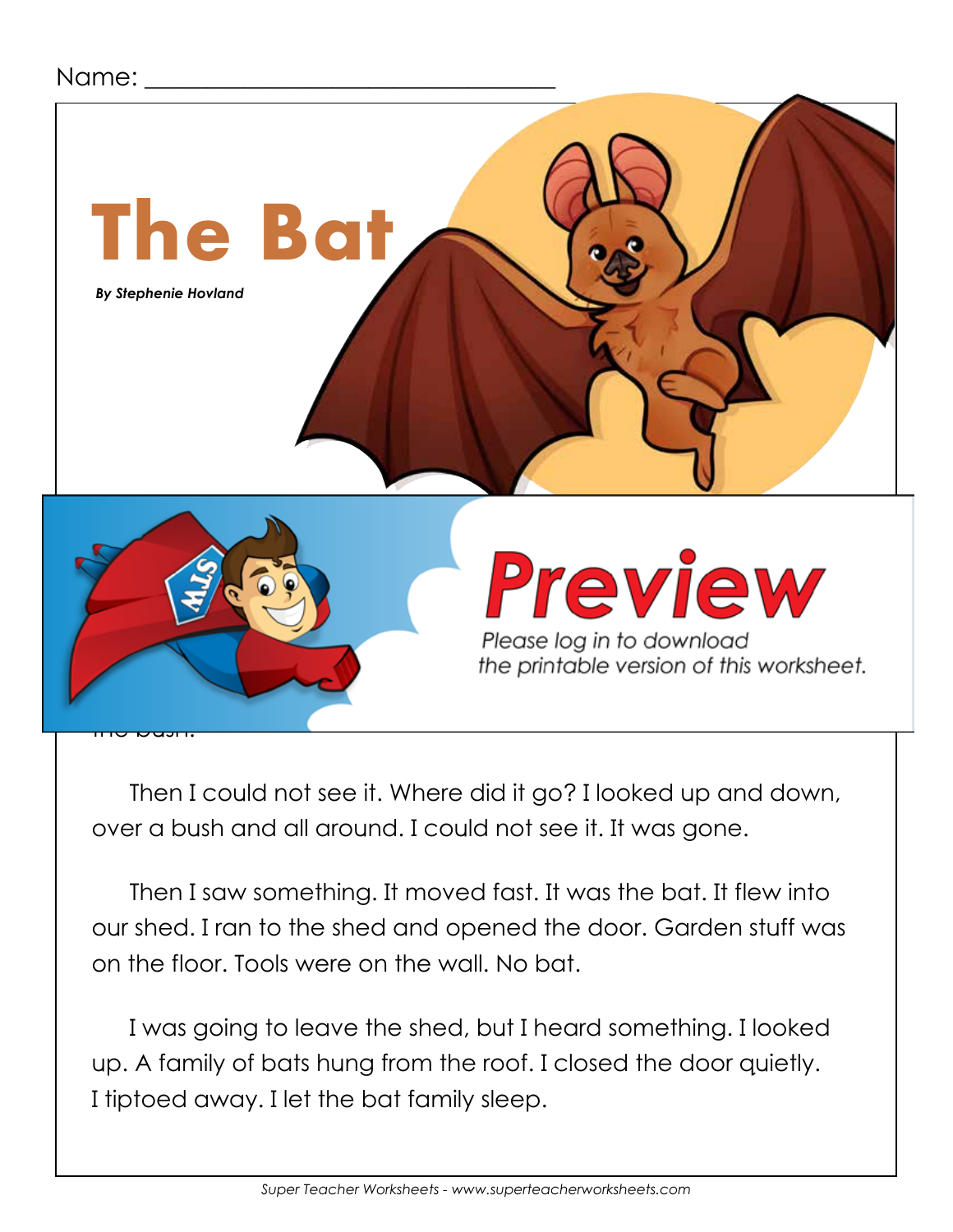Name: ________________________________

# The Bat

***By Stephenie Hovland***

Then I could not see it. Where did it go? I looked up and down, over a bush and all around. I could not see it. It was gone.

Then I saw something. It moved fast. It was the bat. It flew into our shed. I ran to the shed and opened the door. Garden stuff was on the floor. Tools were on the wall. No bat.

I was going to leave the shed, but I heard something. I looked up. A family of bats hung from the roof. I closed the door quietly. I tiptoed away. I let the bat family sleep.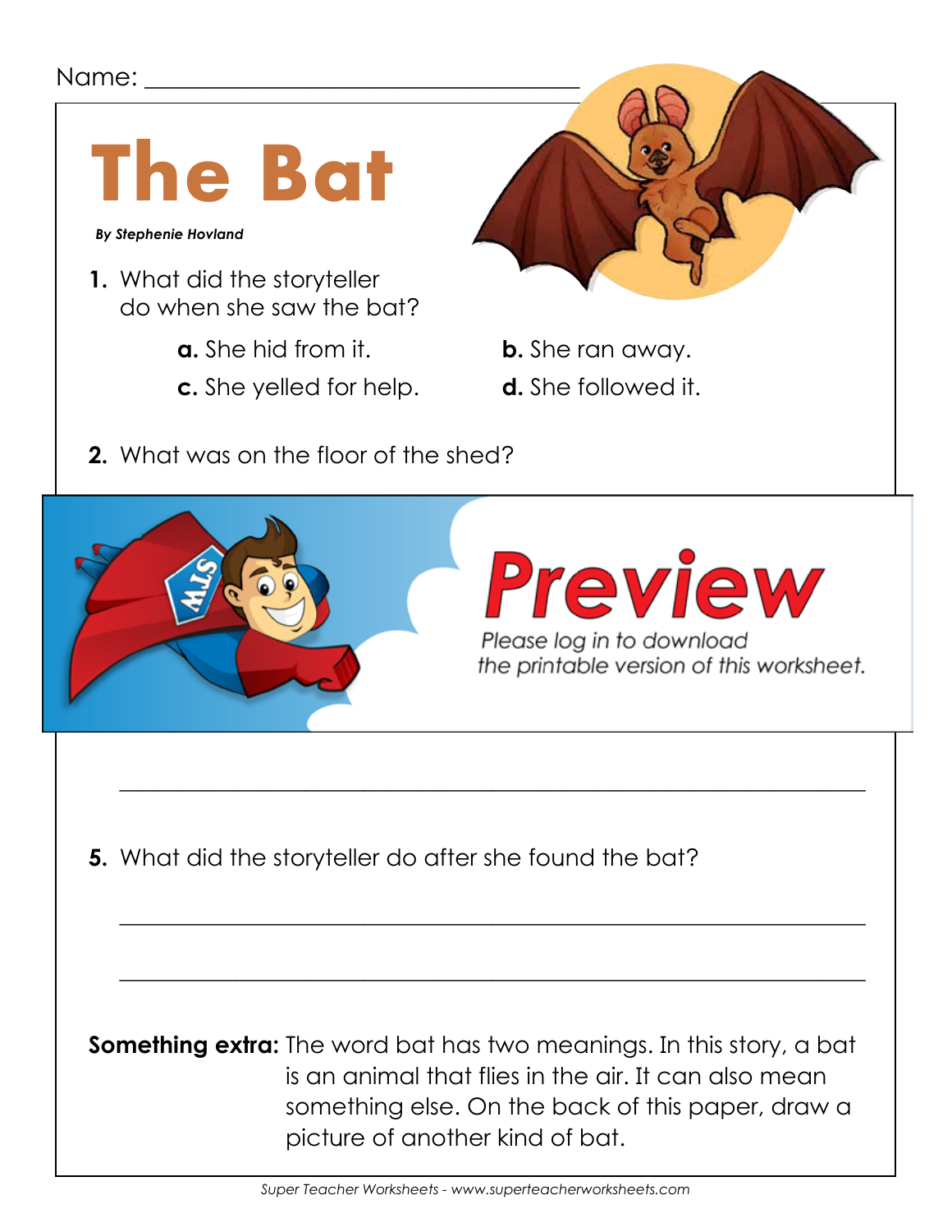Name: ___________________________________

# The Bat

***By Stephenie Hovland***

**1.** What did the storyteller do when she saw the bat?

**a.** She hid from it.

**b.** She ran away.

**c.** She yelled for help.

**d.** She followed it.

**2.** What was on the floor of the shed?

**Preview**

Please log in to download the printable version of this worksheet.

_______________________________________________________________

**5.** What did the storyteller do after she found the bat?

_______________________________________________________________

_______________________________________________________________

**Something extra:** The word bat has two meanings. In this story, a bat is an animal that flies in the air. It can also mean something else. On the back of this paper, draw a picture of another kind of bat.

*Super Teacher Worksheets - www.superteacherworksheets.com*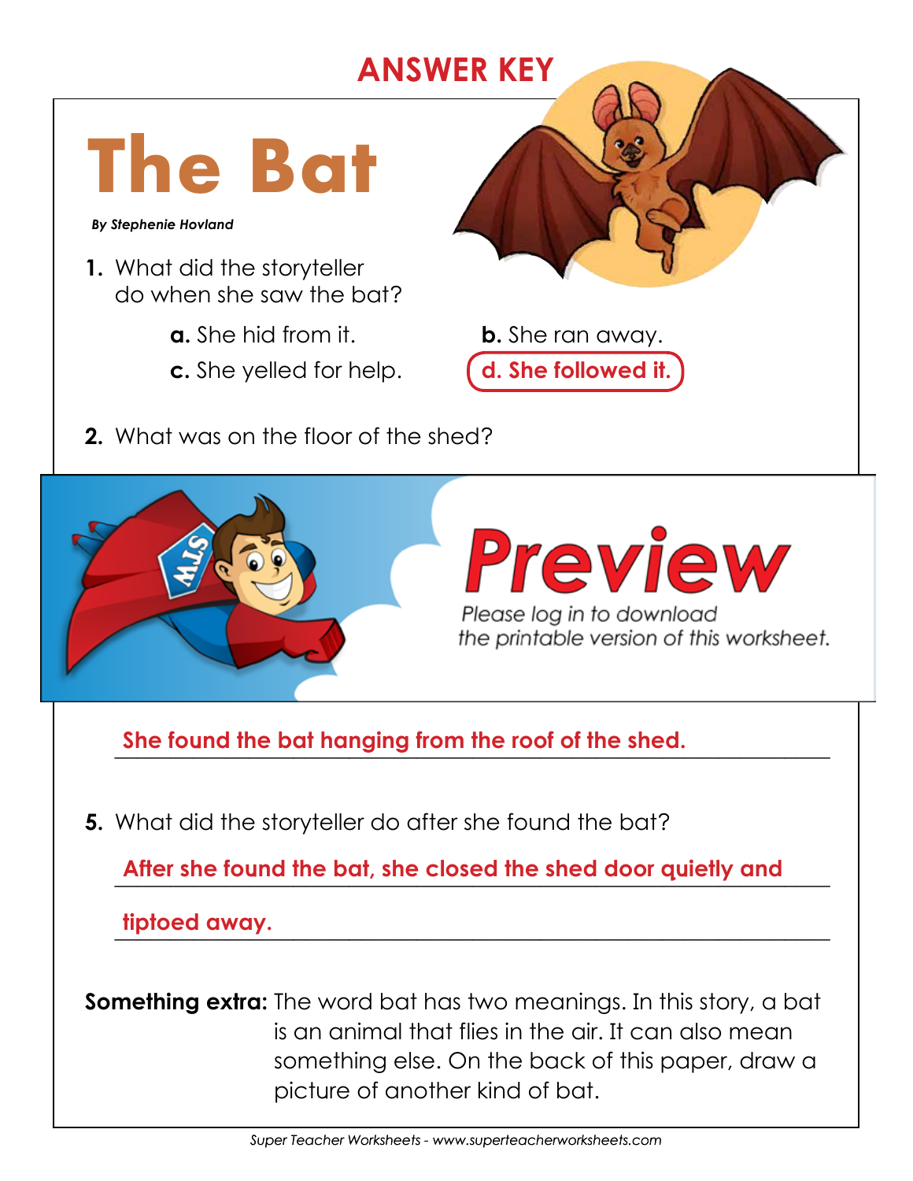ANSWER KEY

# The Bat

***By Stephenie Hovland***

1. What did the storyteller do when she saw the bat?

   **a.** She hid from it.
   **b.** She ran away.
   **c.** She yelled for help.
   **d. She followed it.**

2. What was on the floor of the shed?

Preview

Please log in to download the printable version of this worksheet.

**She found the bat hanging from the roof of the shed.**

5. What did the storyteller do after she found the bat?

   **After she found the bat, she closed the shed door quietly and tiptoed away.**

**Something extra:** The word bat has two meanings. In this story, a bat is an animal that flies in the air. It can also mean something else. On the back of this paper, draw a picture of another kind of bat.